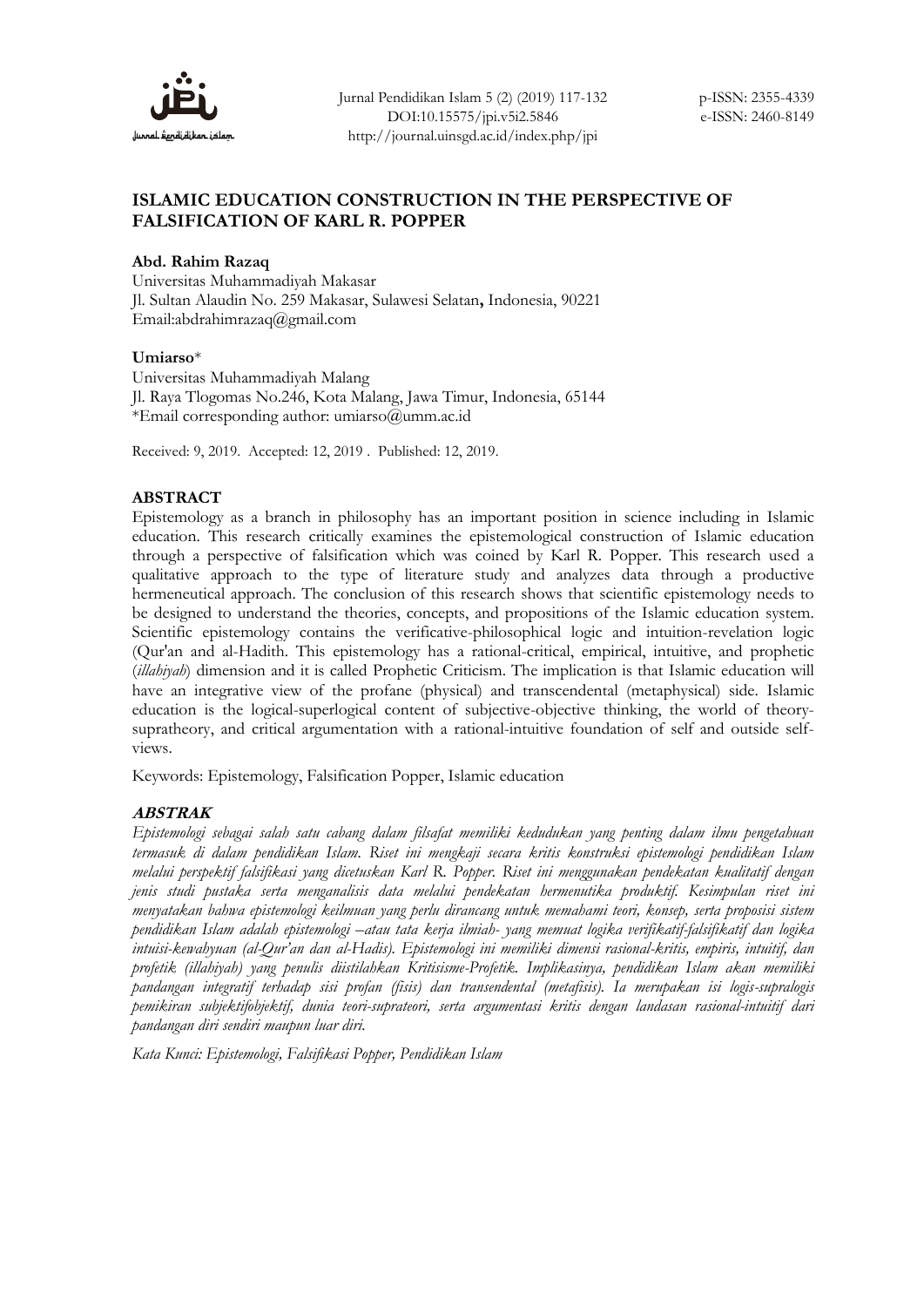Jurnal Pendidikan Islam 5 (2) (2019) 117-132
DOI:10.15575/jpi.v5i2.5846
http://journal.uinsgd.ac.id/index.php/jpi

p-ISSN: 2355-4339
e-ISSN: 2460-8149

# ISLAMIC EDUCATION CONSTRUCTION IN THE PERSPECTIVE OF FALSIFICATION OF KARL R. POPPER

**Abd. Rahim Razaq**
Universitas Muhammadiyah Makasar
Jl. Sultan Alaudin No. 259 Makasar, Sulawesi Selatan**,** Indonesia, 90221
Email:abdrahimrazaq@gmail.com

**Umiarso***
Universitas Muhammadiyah Malang
Jl. Raya Tlogomas No.246, Kota Malang, Jawa Timur, Indonesia, 65144
*Email corresponding author: umiarso@umm.ac.id

Received: 9, 2019. Accepted: 12, 2019 . Published: 12, 2019.

## ABSTRACT

Epistemology as a branch in philosophy has an important position in science including in Islamic education. This research critically examines the epistemological construction of Islamic education through a perspective of falsification which was coined by Karl R. Popper. This research used a qualitative approach to the type of literature study and analyzes data through a productive hermeneutical approach. The conclusion of this research shows that scientific epistemology needs to be designed to understand the theories, concepts, and propositions of the Islamic education system. Scientific epistemology contains the verificative-philosophical logic and intuition-revelation logic (Qur'an and al-Hadith. This epistemology has a rational-critical, empirical, intuitive, and prophetic (*illahiyah*) dimension and it is called Prophetic Criticism. The implication is that Islamic education will have an integrative view of the profane (physical) and transcendental (metaphysical) side. Islamic education is the logical-superlogical content of subjective-objective thinking, the world of theory-supratheory, and critical argumentation with a rational-intuitive foundation of self and outside self-views.

Keywords: Epistemology, Falsification Popper, Islamic education

## *ABSTRAK*

*Epistemologi sebagai salah satu cabang dalam filsafat memiliki kedudukan yang penting dalam ilmu pengetahuan termasuk di dalam pendidikan Islam. Riset ini mengkaji secara kritis konstruksi epistemologi pendidikan Islam melalui perspektif falsifikasi yang dicetuskan Karl R. Popper. Riset ini menggunakan pendekatan kualitatif dengan jenis studi pustaka serta menganalisis data melalui pendekatan hermenutika produktif. Kesimpulan riset ini menyatakan bahwa epistemologi keilmuan yang perlu dirancang untuk memahami teori, konsep, serta proposisi sistem pendidikan Islam adalah epistemologi –atau tata kerja ilmiah- yang memuat logika verifikatif-falsifikatif dan logika intuisi-kewahyuan (al-Qur'an dan al-Hadis). Epistemologi ini memiliki dimensi rasional-kritis, empiris, intuitif, dan profetik (illahiyah) yang penulis diistilahkan Kritisisme-Profetik. Implikasinya, pendidikan Islam akan memiliki pandangan integratif terhadap sisi profan (fisis) dan transendental (metafisis). Ia merupakan isi logis-supralogis pemikiran subjektifobjektif, dunia teori-suprateori, serta argumentasi kritis dengan landasan rasional-intuitif dari pandangan diri sendiri maupun luar diri.*

*Kata Kunci: Epistemologi, Falsifikasi Popper, Pendidikan Islam*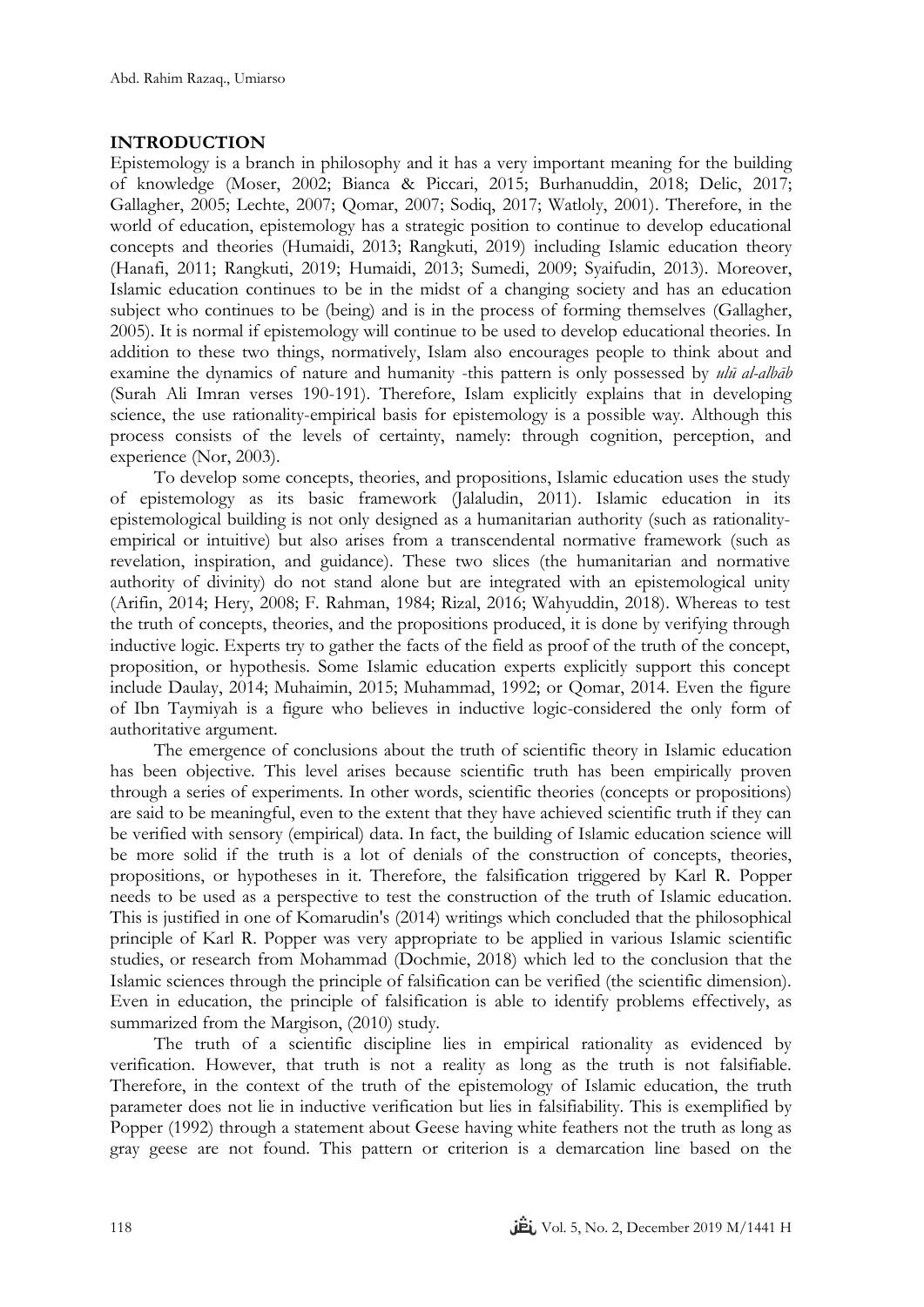## INTRODUCTION

Epistemology is a branch in philosophy and it has a very important meaning for the building of knowledge (Moser, 2002; Bianca & Piccari, 2015; Burhanuddin, 2018; Delic, 2017; Gallagher, 2005; Lechte, 2007; Qomar, 2007; Sodiq, 2017; Watloly, 2001). Therefore, in the world of education, epistemology has a strategic position to continue to develop educational concepts and theories (Humaidi, 2013; Rangkuti, 2019) including Islamic education theory (Hanafi, 2011; Rangkuti, 2019; Humaidi, 2013; Sumedi, 2009; Syaifudin, 2013). Moreover, Islamic education continues to be in the midst of a changing society and has an education subject who continues to be (being) and is in the process of forming themselves (Gallagher, 2005). It is normal if epistemology will continue to be used to develop educational theories. In addition to these two things, normatively, Islam also encourages people to think about and examine the dynamics of nature and humanity -this pattern is only possessed by *ulū al-albāb* (Surah Ali Imran verses 190-191). Therefore, Islam explicitly explains that in developing science, the use rationality-empirical basis for epistemology is a possible way. Although this process consists of the levels of certainty, namely: through cognition, perception, and experience (Nor, 2003).

To develop some concepts, theories, and propositions, Islamic education uses the study of epistemology as its basic framework (Jalaludin, 2011). Islamic education in its epistemological building is not only designed as a humanitarian authority (such as rationality-empirical or intuitive) but also arises from a transcendental normative framework (such as revelation, inspiration, and guidance). These two slices (the humanitarian and normative authority of divinity) do not stand alone but are integrated with an epistemological unity (Arifin, 2014; Hery, 2008; F. Rahman, 1984; Rizal, 2016; Wahyuddin, 2018). Whereas to test the truth of concepts, theories, and the propositions produced, it is done by verifying through inductive logic. Experts try to gather the facts of the field as proof of the truth of the concept, proposition, or hypothesis. Some Islamic education experts explicitly support this concept include Daulay, 2014; Muhaimin, 2015; Muhammad, 1992; or Qomar, 2014. Even the figure of Ibn Taymiyah is a figure who believes in inductive logic-considered the only form of authoritative argument.

The emergence of conclusions about the truth of scientific theory in Islamic education has been objective. This level arises because scientific truth has been empirically proven through a series of experiments. In other words, scientific theories (concepts or propositions) are said to be meaningful, even to the extent that they have achieved scientific truth if they can be verified with sensory (empirical) data. In fact, the building of Islamic education science will be more solid if the truth is a lot of denials of the construction of concepts, theories, propositions, or hypotheses in it. Therefore, the falsification triggered by Karl R. Popper needs to be used as a perspective to test the construction of the truth of Islamic education. This is justified in one of Komarudin's (2014) writings which concluded that the philosophical principle of Karl R. Popper was very appropriate to be applied in various Islamic scientific studies, or research from Mohammad (Dochmie, 2018) which led to the conclusion that the Islamic sciences through the principle of falsification can be verified (the scientific dimension). Even in education, the principle of falsification is able to identify problems effectively, as summarized from the Margison, (2010) study.

The truth of a scientific discipline lies in empirical rationality as evidenced by verification. However, that truth is not a reality as long as the truth is not falsifiable. Therefore, in the context of the truth of the epistemology of Islamic education, the truth parameter does not lie in inductive verification but lies in falsifiability. This is exemplified by Popper (1992) through a statement about Geese having white feathers not the truth as long as gray geese are not found. This pattern or criterion is a demarcation line based on the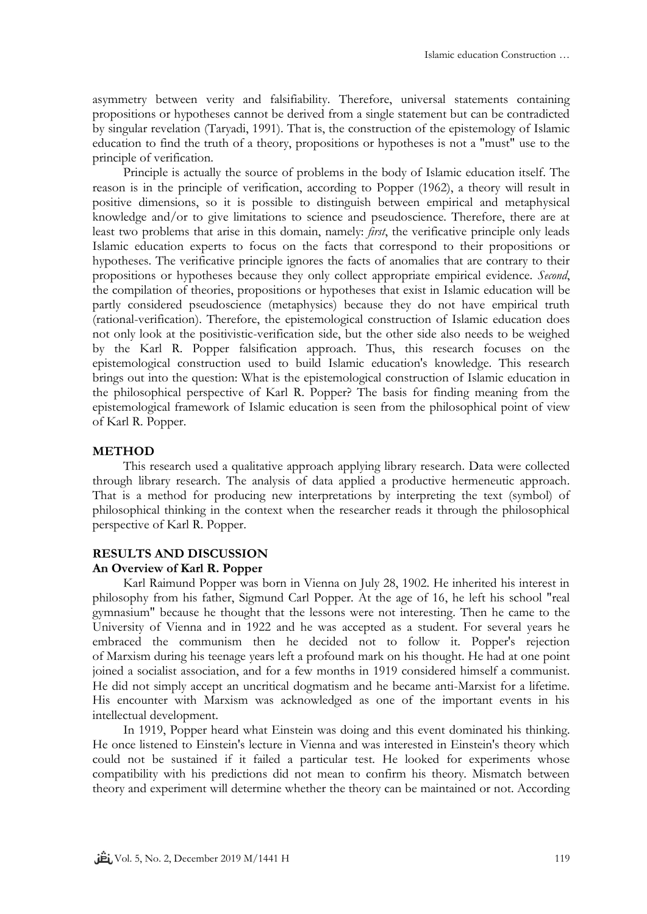asymmetry between verity and falsifiability. Therefore, universal statements containing propositions or hypotheses cannot be derived from a single statement but can be contradicted by singular revelation (Taryadi, 1991). That is, the construction of the epistemology of Islamic education to find the truth of a theory, propositions or hypotheses is not a "must" use to the principle of verification.

Principle is actually the source of problems in the body of Islamic education itself. The reason is in the principle of verification, according to Popper (1962), a theory will result in positive dimensions, so it is possible to distinguish between empirical and metaphysical knowledge and/or to give limitations to science and pseudoscience. Therefore, there are at least two problems that arise in this domain, namely: *first*, the verificative principle only leads Islamic education experts to focus on the facts that correspond to their propositions or hypotheses. The verificative principle ignores the facts of anomalies that are contrary to their propositions or hypotheses because they only collect appropriate empirical evidence. *Second*, the compilation of theories, propositions or hypotheses that exist in Islamic education will be partly considered pseudoscience (metaphysics) because they do not have empirical truth (rational-verification). Therefore, the epistemological construction of Islamic education does not only look at the positivistic-verification side, but the other side also needs to be weighed by the Karl R. Popper falsification approach. Thus, this research focuses on the epistemological construction used to build Islamic education's knowledge. This research brings out into the question: What is the epistemological construction of Islamic education in the philosophical perspective of Karl R. Popper? The basis for finding meaning from the epistemological framework of Islamic education is seen from the philosophical point of view of Karl R. Popper.

## METHOD

This research used a qualitative approach applying library research. Data were collected through library research. The analysis of data applied a productive hermeneutic approach. That is a method for producing new interpretations by interpreting the text (symbol) of philosophical thinking in the context when the researcher reads it through the philosophical perspective of Karl R. Popper.

## RESULTS AND DISCUSSION

### An Overview of Karl R. Popper

Karl Raimund Popper was born in Vienna on July 28, 1902. He inherited his interest in philosophy from his father, Sigmund Carl Popper. At the age of 16, he left his school "real gymnasium" because he thought that the lessons were not interesting. Then he came to the University of Vienna and in 1922 and he was accepted as a student. For several years he embraced the communism then he decided not to follow it. Popper's rejection of Marxism during his teenage years left a profound mark on his thought. He had at one point joined a socialist association, and for a few months in 1919 considered himself a communist. He did not simply accept an uncritical dogmatism and he became anti-Marxist for a lifetime. His encounter with Marxism was acknowledged as one of the important events in his intellectual development.

In 1919, Popper heard what Einstein was doing and this event dominated his thinking. He once listened to Einstein's lecture in Vienna and was interested in Einstein's theory which could not be sustained if it failed a particular test. He looked for experiments whose compatibility with his predictions did not mean to confirm his theory. Mismatch between theory and experiment will determine whether the theory can be maintained or not. According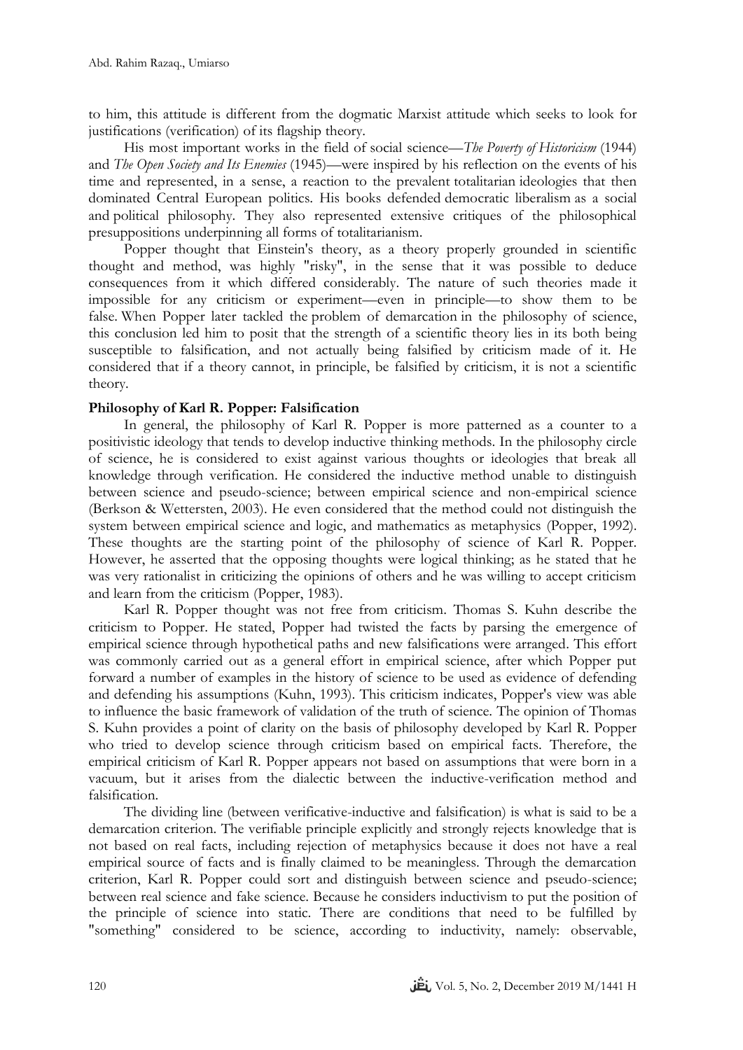to him, this attitude is different from the dogmatic Marxist attitude which seeks to look for justifications (verification) of its flagship theory.

His most important works in the field of social science—*The Poverty of Historicism* (1944) and *The Open Society and Its Enemies* (1945)—were inspired by his reflection on the events of his time and represented, in a sense, a reaction to the prevalent totalitarian ideologies that then dominated Central European politics. His books defended democratic liberalism as a social and political philosophy. They also represented extensive critiques of the philosophical presuppositions underpinning all forms of totalitarianism.

Popper thought that Einstein's theory, as a theory properly grounded in scientific thought and method, was highly "risky", in the sense that it was possible to deduce consequences from it which differed considerably. The nature of such theories made it impossible for any criticism or experiment—even in principle—to show them to be false. When Popper later tackled the problem of demarcation in the philosophy of science, this conclusion led him to posit that the strength of a scientific theory lies in its both being susceptible to falsification, and not actually being falsified by criticism made of it. He considered that if a theory cannot, in principle, be falsified by criticism, it is not a scientific theory.

**Philosophy of Karl R. Popper: Falsification**

In general, the philosophy of Karl R. Popper is more patterned as a counter to a positivistic ideology that tends to develop inductive thinking methods. In the philosophy circle of science, he is considered to exist against various thoughts or ideologies that break all knowledge through verification. He considered the inductive method unable to distinguish between science and pseudo-science; between empirical science and non-empirical science (Berkson & Wettersten, 2003). He even considered that the method could not distinguish the system between empirical science and logic, and mathematics as metaphysics (Popper, 1992). These thoughts are the starting point of the philosophy of science of Karl R. Popper. However, he asserted that the opposing thoughts were logical thinking; as he stated that he was very rationalist in criticizing the opinions of others and he was willing to accept criticism and learn from the criticism (Popper, 1983).

Karl R. Popper thought was not free from criticism. Thomas S. Kuhn describe the criticism to Popper. He stated, Popper had twisted the facts by parsing the emergence of empirical science through hypothetical paths and new falsifications were arranged. This effort was commonly carried out as a general effort in empirical science, after which Popper put forward a number of examples in the history of science to be used as evidence of defending and defending his assumptions (Kuhn, 1993). This criticism indicates, Popper's view was able to influence the basic framework of validation of the truth of science. The opinion of Thomas S. Kuhn provides a point of clarity on the basis of philosophy developed by Karl R. Popper who tried to develop science through criticism based on empirical facts. Therefore, the empirical criticism of Karl R. Popper appears not based on assumptions that were born in a vacuum, but it arises from the dialectic between the inductive-verification method and falsification.

The dividing line (between verificative-inductive and falsification) is what is said to be a demarcation criterion. The verifiable principle explicitly and strongly rejects knowledge that is not based on real facts, including rejection of metaphysics because it does not have a real empirical source of facts and is finally claimed to be meaningless. Through the demarcation criterion, Karl R. Popper could sort and distinguish between science and pseudo-science; between real science and fake science. Because he considers inductivism to put the position of the principle of science into static. There are conditions that need to be fulfilled by "something" considered to be science, according to inductivity, namely: observable,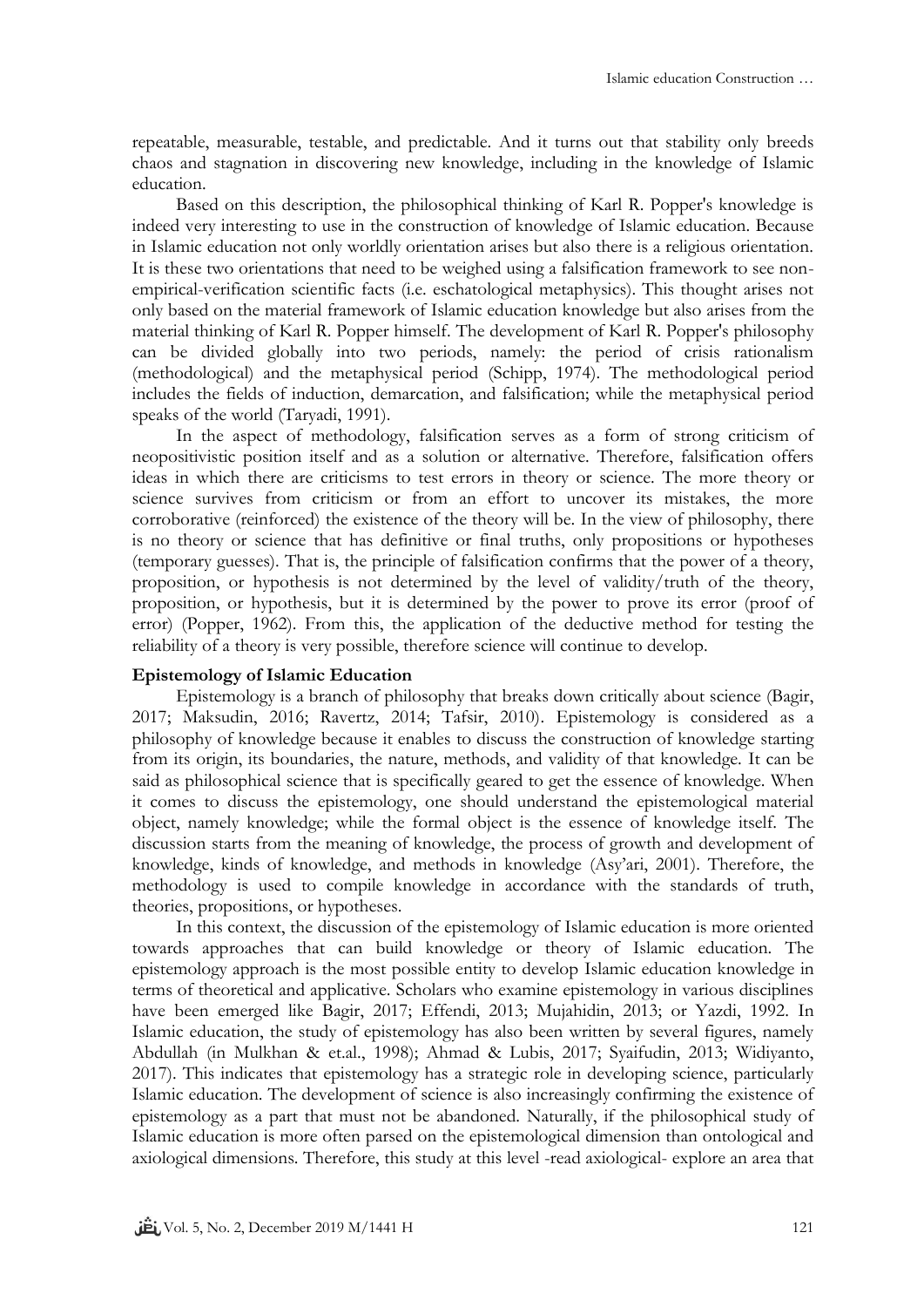repeatable, measurable, testable, and predictable. And it turns out that stability only breeds chaos and stagnation in discovering new knowledge, including in the knowledge of Islamic education.

Based on this description, the philosophical thinking of Karl R. Popper's knowledge is indeed very interesting to use in the construction of knowledge of Islamic education. Because in Islamic education not only worldly orientation arises but also there is a religious orientation. It is these two orientations that need to be weighed using a falsification framework to see non-empirical-verification scientific facts (i.e. eschatological metaphysics). This thought arises not only based on the material framework of Islamic education knowledge but also arises from the material thinking of Karl R. Popper himself. The development of Karl R. Popper's philosophy can be divided globally into two periods, namely: the period of crisis rationalism (methodological) and the metaphysical period (Schipp, 1974). The methodological period includes the fields of induction, demarcation, and falsification; while the metaphysical period speaks of the world (Taryadi, 1991).

In the aspect of methodology, falsification serves as a form of strong criticism of neopositivistic position itself and as a solution or alternative. Therefore, falsification offers ideas in which there are criticisms to test errors in theory or science. The more theory or science survives from criticism or from an effort to uncover its mistakes, the more corroborative (reinforced) the existence of the theory will be. In the view of philosophy, there is no theory or science that has definitive or final truths, only propositions or hypotheses (temporary guesses). That is, the principle of falsification confirms that the power of a theory, proposition, or hypothesis is not determined by the level of validity/truth of the theory, proposition, or hypothesis, but it is determined by the power to prove its error (proof of error) (Popper, 1962). From this, the application of the deductive method for testing the reliability of a theory is very possible, therefore science will continue to develop.

**Epistemology of Islamic Education**

Epistemology is a branch of philosophy that breaks down critically about science (Bagir, 2017; Maksudin, 2016; Ravertz, 2014; Tafsir, 2010). Epistemology is considered as a philosophy of knowledge because it enables to discuss the construction of knowledge starting from its origin, its boundaries, the nature, methods, and validity of that knowledge. It can be said as philosophical science that is specifically geared to get the essence of knowledge. When it comes to discuss the epistemology, one should understand the epistemological material object, namely knowledge; while the formal object is the essence of knowledge itself. The discussion starts from the meaning of knowledge, the process of growth and development of knowledge, kinds of knowledge, and methods in knowledge (Asy'ari, 2001). Therefore, the methodology is used to compile knowledge in accordance with the standards of truth, theories, propositions, or hypotheses.

In this context, the discussion of the epistemology of Islamic education is more oriented towards approaches that can build knowledge or theory of Islamic education. The epistemology approach is the most possible entity to develop Islamic education knowledge in terms of theoretical and applicative. Scholars who examine epistemology in various disciplines have been emerged like Bagir, 2017; Effendi, 2013; Mujahidin, 2013; or Yazdi, 1992. In Islamic education, the study of epistemology has also been written by several figures, namely Abdullah (in Mulkhan & et.al., 1998); Ahmad & Lubis, 2017; Syaifudin, 2013; Widiyanto, 2017). This indicates that epistemology has a strategic role in developing science, particularly Islamic education. The development of science is also increasingly confirming the existence of epistemology as a part that must not be abandoned. Naturally, if the philosophical study of Islamic education is more often parsed on the epistemological dimension than ontological and axiological dimensions. Therefore, this study at this level -read axiological- explore an area that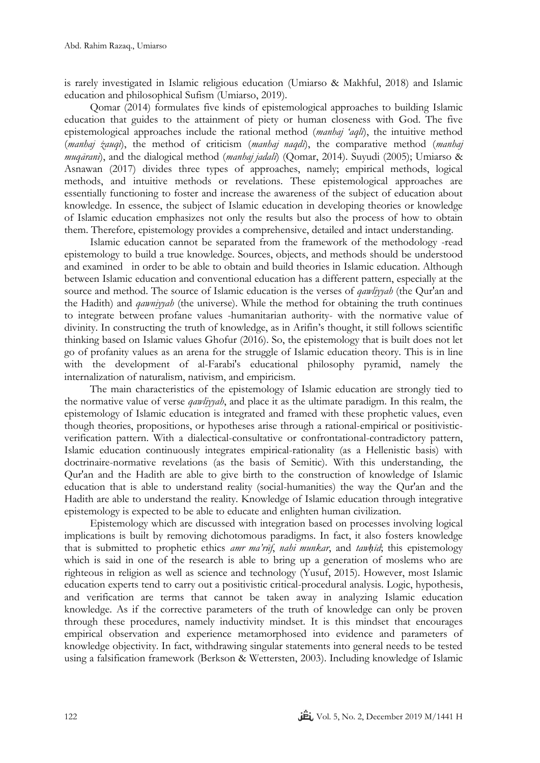is rarely investigated in Islamic religious education (Umiarso & Makhful, 2018) and Islamic education and philosophical Sufism (Umiarso, 2019).

Qomar (2014) formulates five kinds of epistemological approaches to building Islamic education that guides to the attainment of piety or human closeness with God. The five epistemological approaches include the rational method (*manhaj 'aqli*), the intuitive method (*manhaj żauqi*), the method of criticism (*manhaj naqdi*), the comparative method (*manhaj muqārani*), and the dialogical method (*manhaj jadali*) (Qomar, 2014). Suyudi (2005); Umiarso & Asnawan (2017) divides three types of approaches, namely; empirical methods, logical methods, and intuitive methods or revelations. These epistemological approaches are essentially functioning to foster and increase the awareness of the subject of education about knowledge. In essence, the subject of Islamic education in developing theories or knowledge of Islamic education emphasizes not only the results but also the process of how to obtain them. Therefore, epistemology provides a comprehensive, detailed and intact understanding.

Islamic education cannot be separated from the framework of the methodology -read epistemology to build a true knowledge. Sources, objects, and methods should be understood and examined in order to be able to obtain and build theories in Islamic education. Although between Islamic education and conventional education has a different pattern, especially at the source and method. The source of Islamic education is the verses of *qawliyyah* (the Qur'an and the Hadith) and *qawniyyah* (the universe). While the method for obtaining the truth continues to integrate between profane values -humanitarian authority- with the normative value of divinity. In constructing the truth of knowledge, as in Arifin's thought, it still follows scientific thinking based on Islamic values Ghofur (2016). So, the epistemology that is built does not let go of profanity values as an arena for the struggle of Islamic education theory. This is in line with the development of al-Farabi's educational philosophy pyramid, namely the internalization of naturalism, nativism, and empiricism.

The main characteristics of the epistemology of Islamic education are strongly tied to the normative value of verse *qawliyyah*, and place it as the ultimate paradigm. In this realm, the epistemology of Islamic education is integrated and framed with these prophetic values, even though theories, propositions, or hypotheses arise through a rational-empirical or positivistic-verification pattern. With a dialectical-consultative or confrontational-contradictory pattern, Islamic education continuously integrates empirical-rationality (as a Hellenistic basis) with doctrinaire-normative revelations (as the basis of Semitic). With this understanding, the Qur'an and the Hadith are able to give birth to the construction of knowledge of Islamic education that is able to understand reality (social-humanities) the way the Qur'an and the Hadith are able to understand the reality. Knowledge of Islamic education through integrative epistemology is expected to be able to educate and enlighten human civilization.

Epistemology which are discussed with integration based on processes involving logical implications is built by removing dichotomous paradigms. In fact, it also fosters knowledge that is submitted to prophetic ethics *amr ma'rūf*, *nahi munkar*, and *tawḥīd*; this epistemology which is said in one of the research is able to bring up a generation of moslems who are righteous in religion as well as science and technology (Yusuf, 2015). However, most Islamic education experts tend to carry out a positivistic critical-procedural analysis. Logic, hypothesis, and verification are terms that cannot be taken away in analyzing Islamic education knowledge. As if the corrective parameters of the truth of knowledge can only be proven through these procedures, namely inductivity mindset. It is this mindset that encourages empirical observation and experience metamorphosed into evidence and parameters of knowledge objectivity. In fact, withdrawing singular statements into general needs to be tested using a falsification framework (Berkson & Wettersten, 2003). Including knowledge of Islamic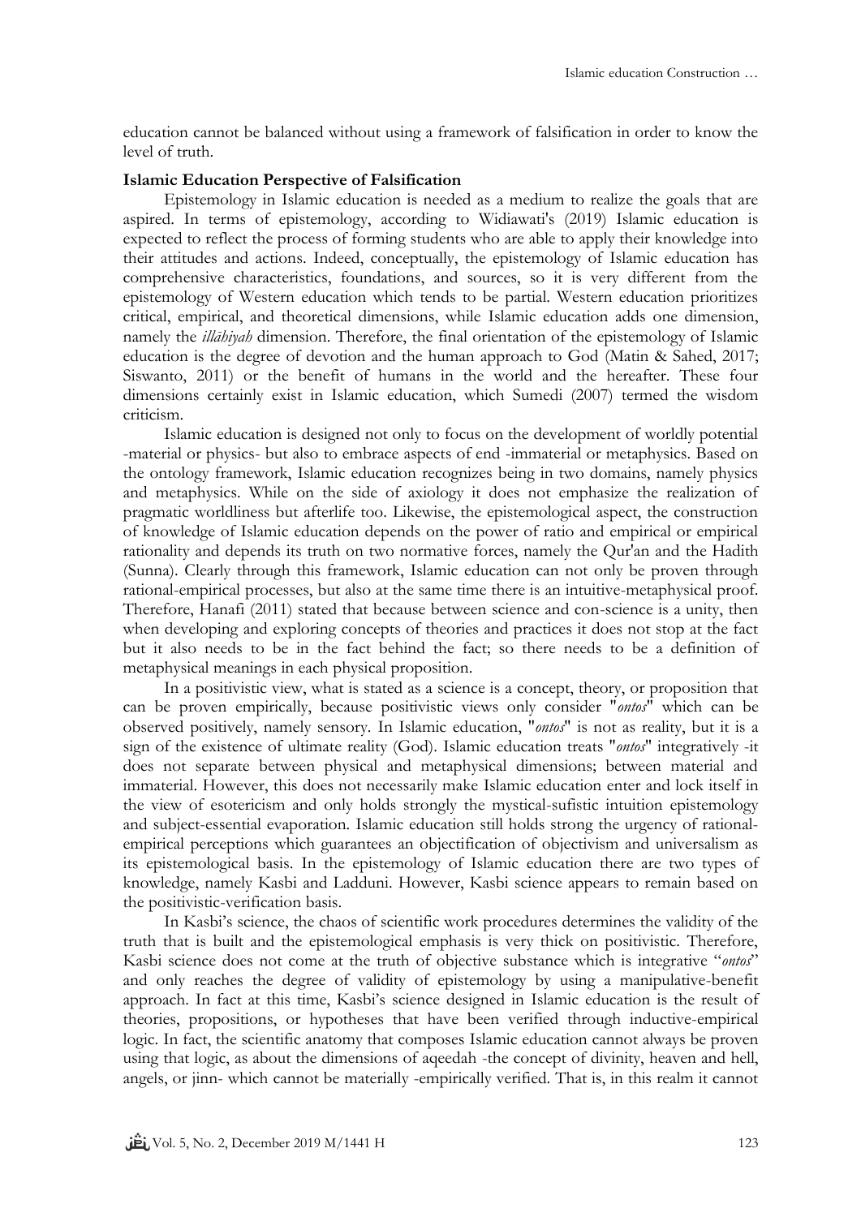education cannot be balanced without using a framework of falsification in order to know the level of truth.

**Islamic Education Perspective of Falsification**

Epistemology in Islamic education is needed as a medium to realize the goals that are aspired. In terms of epistemology, according to Widiawati's (2019) Islamic education is expected to reflect the process of forming students who are able to apply their knowledge into their attitudes and actions. Indeed, conceptually, the epistemology of Islamic education has comprehensive characteristics, foundations, and sources, so it is very different from the epistemology of Western education which tends to be partial. Western education prioritizes critical, empirical, and theoretical dimensions, while Islamic education adds one dimension, namely the *illāhiyah* dimension. Therefore, the final orientation of the epistemology of Islamic education is the degree of devotion and the human approach to God (Matin & Sahed, 2017; Siswanto, 2011) or the benefit of humans in the world and the hereafter. These four dimensions certainly exist in Islamic education, which Sumedi (2007) termed the wisdom criticism.

Islamic education is designed not only to focus on the development of worldly potential -material or physics- but also to embrace aspects of end -immaterial or metaphysics. Based on the ontology framework, Islamic education recognizes being in two domains, namely physics and metaphysics. While on the side of axiology it does not emphasize the realization of pragmatic worldliness but afterlife too. Likewise, the epistemological aspect, the construction of knowledge of Islamic education depends on the power of ratio and empirical or empirical rationality and depends its truth on two normative forces, namely the Qur'an and the Hadith (Sunna). Clearly through this framework, Islamic education can not only be proven through rational-empirical processes, but also at the same time there is an intuitive-metaphysical proof. Therefore, Hanafi (2011) stated that because between science and con-science is a unity, then when developing and exploring concepts of theories and practices it does not stop at the fact but it also needs to be in the fact behind the fact; so there needs to be a definition of metaphysical meanings in each physical proposition.

In a positivistic view, what is stated as a science is a concept, theory, or proposition that can be proven empirically, because positivistic views only consider "*ontos*" which can be observed positively, namely sensory. In Islamic education, "*ontos*" is not as reality, but it is a sign of the existence of ultimate reality (God). Islamic education treats "*ontos*" integratively -it does not separate between physical and metaphysical dimensions; between material and immaterial. However, this does not necessarily make Islamic education enter and lock itself in the view of esotericism and only holds strongly the mystical-sufistic intuition epistemology and subject-essential evaporation. Islamic education still holds strong the urgency of rational-empirical perceptions which guarantees an objectification of objectivism and universalism as its epistemological basis. In the epistemology of Islamic education there are two types of knowledge, namely Kasbi and Ladduni. However, Kasbi science appears to remain based on the positivistic-verification basis.

In Kasbi's science, the chaos of scientific work procedures determines the validity of the truth that is built and the epistemological emphasis is very thick on positivistic. Therefore, Kasbi science does not come at the truth of objective substance which is integrative "*ontos*" and only reaches the degree of validity of epistemology by using a manipulative-benefit approach. In fact at this time, Kasbi's science designed in Islamic education is the result of theories, propositions, or hypotheses that have been verified through inductive-empirical logic. In fact, the scientific anatomy that composes Islamic education cannot always be proven using that logic, as about the dimensions of aqeedah -the concept of divinity, heaven and hell, angels, or jinn- which cannot be materially -empirically verified. That is, in this realm it cannot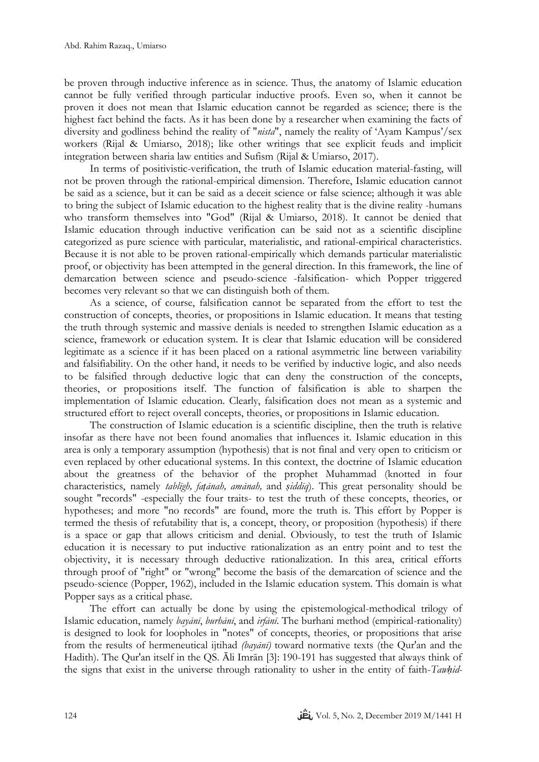be proven through inductive inference as in science. Thus, the anatomy of Islamic education cannot be fully verified through particular inductive proofs. Even so, when it cannot be proven it does not mean that Islamic education cannot be regarded as science; there is the highest fact behind the facts. As it has been done by a researcher when examining the facts of diversity and godliness behind the reality of "*nista*", namely the reality of 'Ayam Kampus'/sex workers (Rijal & Umiarso, 2018); like other writings that see explicit feuds and implicit integration between sharia law entities and Sufism (Rijal & Umiarso, 2017).

In terms of positivistic-verification, the truth of Islamic education material-fasting, will not be proven through the rational-empirical dimension. Therefore, Islamic education cannot be said as a science, but it can be said as a deceit science or false science; although it was able to bring the subject of Islamic education to the highest reality that is the divine reality -humans who transform themselves into "God" (Rijal & Umiarso, 2018). It cannot be denied that Islamic education through inductive verification can be said not as a scientific discipline categorized as pure science with particular, materialistic, and rational-empirical characteristics. Because it is not able to be proven rational-empirically which demands particular materialistic proof, or objectivity has been attempted in the general direction. In this framework, the line of demarcation between science and pseudo-science -falsification- which Popper triggered becomes very relevant so that we can distinguish both of them.

As a science, of course, falsification cannot be separated from the effort to test the construction of concepts, theories, or propositions in Islamic education. It means that testing the truth through systemic and massive denials is needed to strengthen Islamic education as a science, framework or education system. It is clear that Islamic education will be considered legitimate as a science if it has been placed on a rational asymmetric line between variability and falsifiability. On the other hand, it needs to be verified by inductive logic, and also needs to be falsified through deductive logic that can deny the construction of the concepts, theories, or propositions itself. The function of falsification is able to sharpen the implementation of Islamic education. Clearly, falsification does not mean as a systemic and structured effort to reject overall concepts, theories, or propositions in Islamic education.

The construction of Islamic education is a scientific discipline, then the truth is relative insofar as there have not been found anomalies that influences it. Islamic education in this area is only a temporary assumption (hypothesis) that is not final and very open to criticism or even replaced by other educational systems. In this context, the doctrine of Islamic education about the greatness of the behavior of the prophet Muhammad (knotted in four characteristics, namely *tablīgh, faṭānah, amānah,* and *ṣiddīq*). This great personality should be sought "records" -especially the four traits- to test the truth of these concepts, theories, or hypotheses; and more "no records" are found, more the truth is. This effort by Popper is termed the thesis of refutability that is, a concept, theory, or proposition (hypothesis) if there is a space or gap that allows criticism and denial. Obviously, to test the truth of Islamic education it is necessary to put inductive rationalization as an entry point and to test the objectivity, it is necessary through deductive rationalization. In this area, critical efforts through proof of "right" or "wrong" become the basis of the demarcation of science and the pseudo-science (Popper, 1962), included in the Islamic education system. This domain is what Popper says as a critical phase.

The effort can actually be done by using the epistemological-methodical trilogy of Islamic education, namely *bayānī*, *burhānī*, and *irfānī*. The burhani method (empirical-rationality) is designed to look for loopholes in "notes" of concepts, theories, or propositions that arise from the results of hermeneutical ijtihad *(bayānī)* toward normative texts (the Qur'an and the Hadith). The Qur'an itself in the QS. Āli Imrān [3]: 190-191 has suggested that always think of the signs that exist in the universe through rationality to usher in the entity of faith-*Tawḥid*-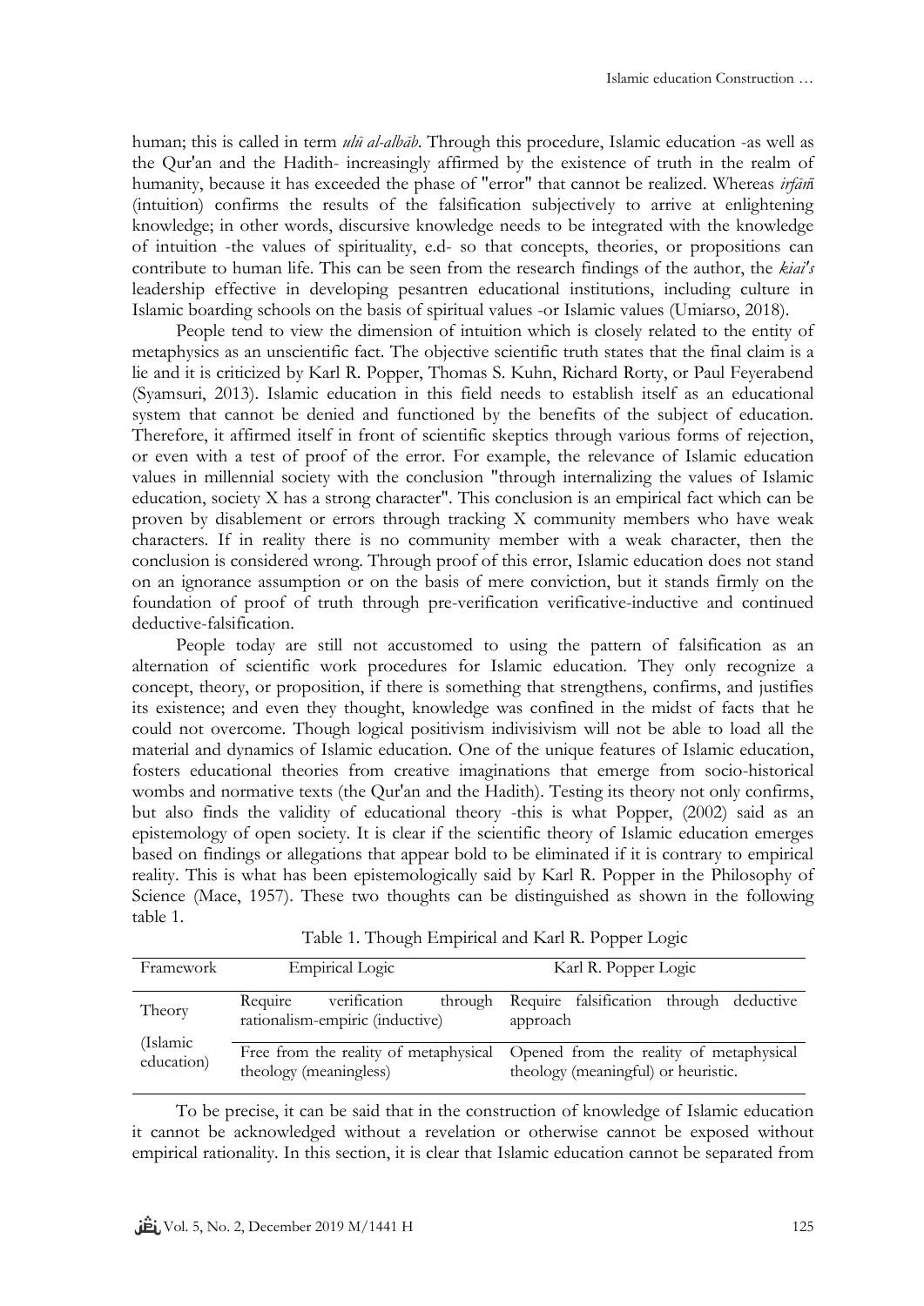human; this is called in term *ulū al-albāb*. Through this procedure, Islamic education -as well as the Qur'an and the Hadith- increasingly affirmed by the existence of truth in the realm of humanity, because it has exceeded the phase of "error" that cannot be realized. Whereas *irfānī* (intuition) confirms the results of the falsification subjectively to arrive at enlightening knowledge; in other words, discursive knowledge needs to be integrated with the knowledge of intuition -the values of spirituality, e.d- so that concepts, theories, or propositions can contribute to human life. This can be seen from the research findings of the author, the *kiai's* leadership effective in developing pesantren educational institutions, including culture in Islamic boarding schools on the basis of spiritual values -or Islamic values (Umiarso, 2018).

People tend to view the dimension of intuition which is closely related to the entity of metaphysics as an unscientific fact. The objective scientific truth states that the final claim is a lie and it is criticized by Karl R. Popper, Thomas S. Kuhn, Richard Rorty, or Paul Feyerabend (Syamsuri, 2013). Islamic education in this field needs to establish itself as an educational system that cannot be denied and functioned by the benefits of the subject of education. Therefore, it affirmed itself in front of scientific skeptics through various forms of rejection, or even with a test of proof of the error. For example, the relevance of Islamic education values in millennial society with the conclusion "through internalizing the values of Islamic education, society X has a strong character". This conclusion is an empirical fact which can be proven by disablement or errors through tracking X community members who have weak characters. If in reality there is no community member with a weak character, then the conclusion is considered wrong. Through proof of this error, Islamic education does not stand on an ignorance assumption or on the basis of mere conviction, but it stands firmly on the foundation of proof of truth through pre-verification verificative-inductive and continued deductive-falsification.

People today are still not accustomed to using the pattern of falsification as an alternation of scientific work procedures for Islamic education. They only recognize a concept, theory, or proposition, if there is something that strengthens, confirms, and justifies its existence; and even they thought, knowledge was confined in the midst of facts that he could not overcome. Though logical positivism indivisivism will not be able to load all the material and dynamics of Islamic education. One of the unique features of Islamic education, fosters educational theories from creative imaginations that emerge from socio-historical wombs and normative texts (the Qur'an and the Hadith). Testing its theory not only confirms, but also finds the validity of educational theory -this is what Popper, (2002) said as an epistemology of open society. It is clear if the scientific theory of Islamic education emerges based on findings or allegations that appear bold to be eliminated if it is contrary to empirical reality. This is what has been epistemologically said by Karl R. Popper in the Philosophy of Science (Mace, 1957). These two thoughts can be distinguished as shown in the following table 1.

Table 1. Though Empirical and Karl R. Popper Logic

| Framework | Empirical Logic | Karl R. Popper Logic |
|---|---|---|
| Theory (Islamic education) | Require verification through rationalism-empiric (inductive) | Require falsification through deductive approach |
| | Free from the reality of metaphysical theology (meaningless) | Opened from the reality of metaphysical theology (meaningful) or heuristic. |

To be precise, it can be said that in the construction of knowledge of Islamic education it cannot be acknowledged without a revelation or otherwise cannot be exposed without empirical rationality. In this section, it is clear that Islamic education cannot be separated from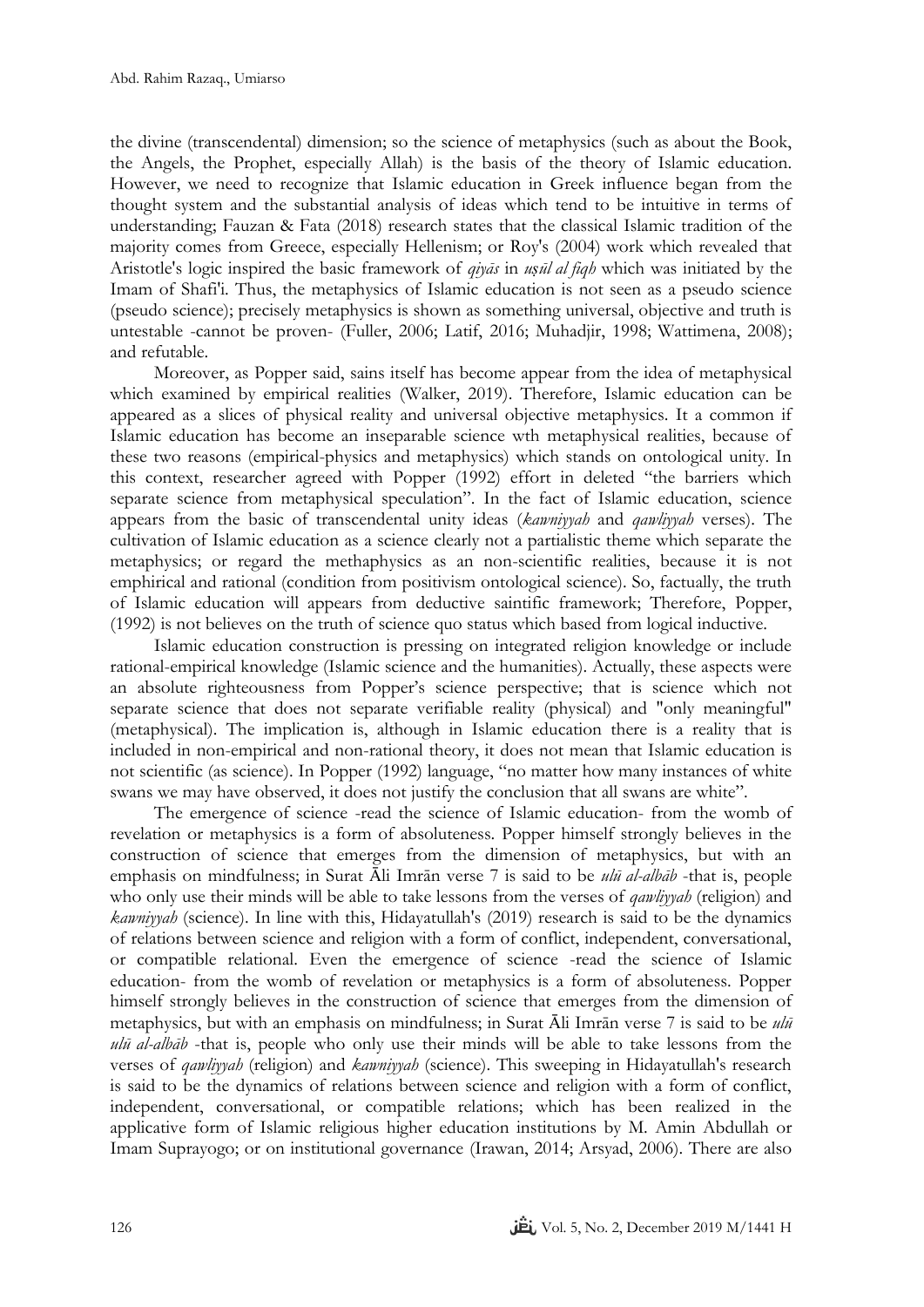the divine (transcendental) dimension; so the science of metaphysics (such as about the Book, the Angels, the Prophet, especially Allah) is the basis of the theory of Islamic education. However, we need to recognize that Islamic education in Greek influence began from the thought system and the substantial analysis of ideas which tend to be intuitive in terms of understanding; Fauzan & Fata (2018) research states that the classical Islamic tradition of the majority comes from Greece, especially Hellenism; or Roy's (2004) work which revealed that Aristotle's logic inspired the basic framework of *qiyās* in *uṣūl al fiqh* which was initiated by the Imam of Shafi'i. Thus, the metaphysics of Islamic education is not seen as a pseudo science (pseudo science); precisely metaphysics is shown as something universal, objective and truth is untestable -cannot be proven- (Fuller, 2006; Latif, 2016; Muhadjir, 1998; Wattimena, 2008); and refutable.

Moreover, as Popper said, sains itself has become appear from the idea of metaphysical which examined by empirical realities (Walker, 2019). Therefore, Islamic education can be appeared as a slices of physical reality and universal objective metaphysics. It a common if Islamic education has become an inseparable science wth metaphysical realities, because of these two reasons (empirical-physics and metaphysics) which stands on ontological unity. In this context, researcher agreed with Popper (1992) effort in deleted "the barriers which separate science from metaphysical speculation". In the fact of Islamic education, science appears from the basic of transcendental unity ideas (*kawniyyah* and *qawliyyah* verses). The cultivation of Islamic education as a science clearly not a partialistic theme which separate the metaphysics; or regard the methaphysics as an non-scientific realities, because it is not emphirical and rational (condition from positivism ontological science). So, factually, the truth of Islamic education will appears from deductive saintific framework; Therefore, Popper, (1992) is not believes on the truth of science quo status which based from logical inductive.

Islamic education construction is pressing on integrated religion knowledge or include rational-empirical knowledge (Islamic science and the humanities). Actually, these aspects were an absolute righteousness from Popper's science perspective; that is science which not separate science that does not separate verifiable reality (physical) and "only meaningful" (metaphysical). The implication is, although in Islamic education there is a reality that is included in non-empirical and non-rational theory, it does not mean that Islamic education is not scientific (as science). In Popper (1992) language, "no matter how many instances of white swans we may have observed, it does not justify the conclusion that all swans are white".

The emergence of science -read the science of Islamic education- from the womb of revelation or metaphysics is a form of absoluteness. Popper himself strongly believes in the construction of science that emerges from the dimension of metaphysics, but with an emphasis on mindfulness; in Surat Āli Imrān verse 7 is said to be *ulū al-albāb* -that is, people who only use their minds will be able to take lessons from the verses of *qawliyyah* (religion) and *kawniyyah* (science). In line with this, Hidayatullah's (2019) research is said to be the dynamics of relations between science and religion with a form of conflict, independent, conversational, or compatible relational. Even the emergence of science -read the science of Islamic education- from the womb of revelation or metaphysics is a form of absoluteness. Popper himself strongly believes in the construction of science that emerges from the dimension of metaphysics, but with an emphasis on mindfulness; in Surat Āli Imrān verse 7 is said to be *ulū ulū al-albāb* -that is, people who only use their minds will be able to take lessons from the verses of *qawliyyah* (religion) and *kawniyyah* (science). This sweeping in Hidayatullah's research is said to be the dynamics of relations between science and religion with a form of conflict, independent, conversational, or compatible relations; which has been realized in the applicative form of Islamic religious higher education institutions by M. Amin Abdullah or Imam Suprayogo; or on institutional governance (Irawan, 2014; Arsyad, 2006). There are also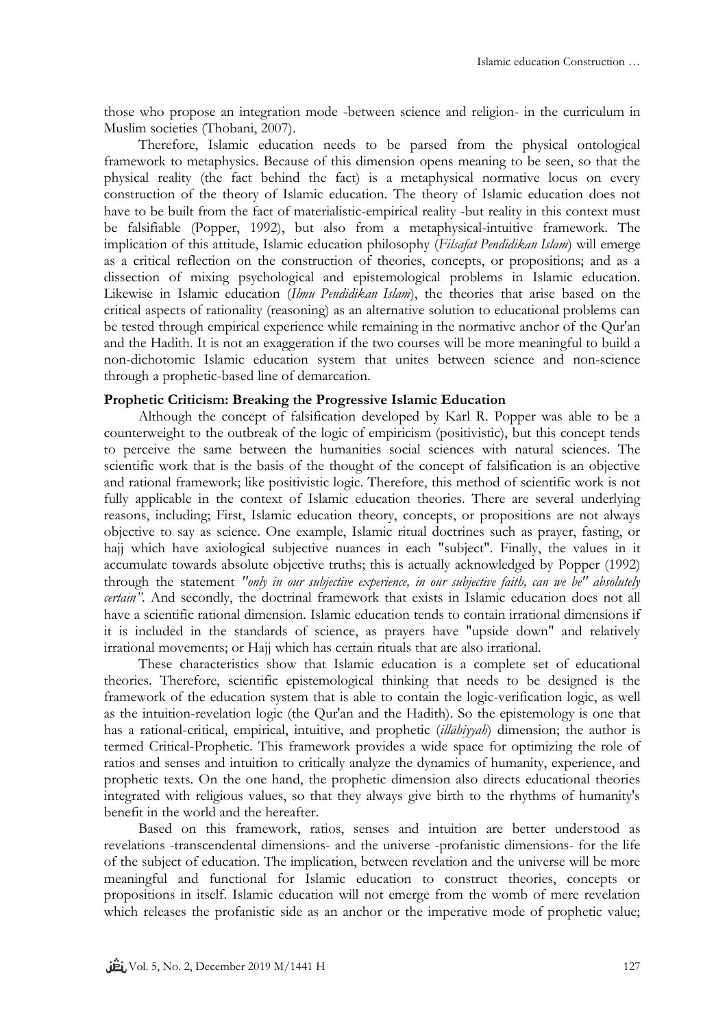those who propose an integration mode -between science and religion- in the curriculum in Muslim societies (Thobani, 2007).

Therefore, Islamic education needs to be parsed from the physical ontological framework to metaphysics. Because of this dimension opens meaning to be seen, so that the physical reality (the fact behind the fact) is a metaphysical normative locus on every construction of the theory of Islamic education. The theory of Islamic education does not have to be built from the fact of materialistic-empirical reality -but reality in this context must be falsifiable (Popper, 1992), but also from a metaphysical-intuitive framework. The implication of this attitude, Islamic education philosophy (*Filsafat Pendidikan Islam*) will emerge as a critical reflection on the construction of theories, concepts, or propositions; and as a dissection of mixing psychological and epistemological problems in Islamic education. Likewise in Islamic education (*Ilmu Pendidikan Islam*), the theories that arise based on the critical aspects of rationality (reasoning) as an alternative solution to educational problems can be tested through empirical experience while remaining in the normative anchor of the Qur'an and the Hadith. It is not an exaggeration if the two courses will be more meaningful to build a non-dichotomic Islamic education system that unites between science and non-science through a prophetic-based line of demarcation.

**Prophetic Criticism: Breaking the Progressive Islamic Education**

Although the concept of falsification developed by Karl R. Popper was able to be a counterweight to the outbreak of the logic of empiricism (positivistic), but this concept tends to perceive the same between the humanities social sciences with natural sciences. The scientific work that is the basis of the thought of the concept of falsification is an objective and rational framework; like positivistic logic. Therefore, this method of scientific work is not fully applicable in the context of Islamic education theories. There are several underlying reasons, including; First, Islamic education theory, concepts, or propositions are not always objective to say as science. One example, Islamic ritual doctrines such as prayer, fasting, or hajj which have axiological subjective nuances in each "subject". Finally, the values in it accumulate towards absolute objective truths; this is actually acknowledged by Popper (1992) through the statement *"only in our subjective experience, in our subjective faith, can we be" absolutely certain"*. And secondly, the doctrinal framework that exists in Islamic education does not all have a scientific rational dimension. Islamic education tends to contain irrational dimensions if it is included in the standards of science, as prayers have "upside down" and relatively irrational movements; or Hajj which has certain rituals that are also irrational.

These characteristics show that Islamic education is a complete set of educational theories. Therefore, scientific epistemological thinking that needs to be designed is the framework of the education system that is able to contain the logic-verification logic, as well as the intuition-revelation logic (the Qur'an and the Hadith). So the epistemology is one that has a rational-critical, empirical, intuitive, and prophetic (*illāhiyyah*) dimension; the author is termed Critical-Prophetic. This framework provides a wide space for optimizing the role of ratios and senses and intuition to critically analyze the dynamics of humanity, experience, and prophetic texts. On the one hand, the prophetic dimension also directs educational theories integrated with religious values, so that they always give birth to the rhythms of humanity's benefit in the world and the hereafter.

Based on this framework, ratios, senses and intuition are better understood as revelations -transcendental dimensions- and the universe -profanistic dimensions- for the life of the subject of education. The implication, between revelation and the universe will be more meaningful and functional for Islamic education to construct theories, concepts or propositions in itself. Islamic education will not emerge from the womb of mere revelation which releases the profanistic side as an anchor or the imperative mode of prophetic value;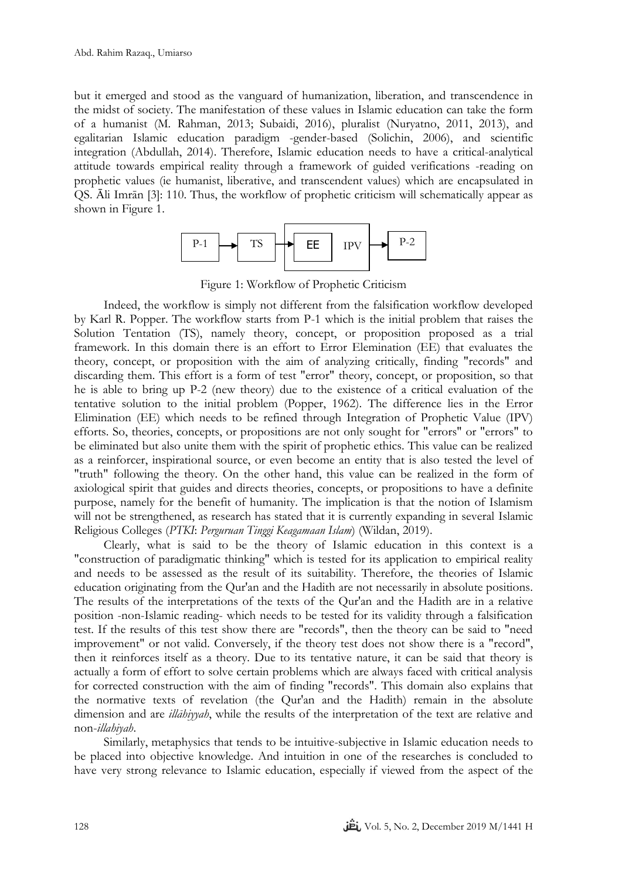but it emerged and stood as the vanguard of humanization, liberation, and transcendence in the midst of society. The manifestation of these values in Islamic education can take the form of a humanist (M. Rahman, 2013; Subaidi, 2016), pluralist (Nuryatno, 2011, 2013), and egalitarian Islamic education paradigm -gender-based (Solichin, 2006), and scientific integration (Abdullah, 2014). Therefore, Islamic education needs to have a critical-analytical attitude towards empirical reality through a framework of guided verifications -reading on prophetic values (ie humanist, liberative, and transcendent values) which are encapsulated in QS. Āli Imrān [3]: 110. Thus, the workflow of prophetic criticism will schematically appear as shown in Figure 1.

P-1 → TS → [ EE | IPV ] → P-2

Figure 1: Workflow of Prophetic Criticism

Indeed, the workflow is simply not different from the falsification workflow developed by Karl R. Popper. The workflow starts from P-1 which is the initial problem that raises the Solution Tentation (TS), namely theory, concept, or proposition proposed as a trial framework. In this domain there is an effort to Error Elemination (EE) that evaluates the theory, concept, or proposition with the aim of analyzing critically, finding "records" and discarding them. This effort is a form of test "error" theory, concept, or proposition, so that he is able to bring up P-2 (new theory) due to the existence of a critical evaluation of the tentative solution to the initial problem (Popper, 1962). The difference lies in the Error Elimination (EE) which needs to be refined through Integration of Prophetic Value (IPV) efforts. So, theories, concepts, or propositions are not only sought for "errors" or "errors" to be eliminated but also unite them with the spirit of prophetic ethics. This value can be realized as a reinforcer, inspirational source, or even become an entity that is also tested the level of "truth" following the theory. On the other hand, this value can be realized in the form of axiological spirit that guides and directs theories, concepts, or propositions to have a definite purpose, namely for the benefit of humanity. The implication is that the notion of Islamism will not be strengthened, as research has stated that it is currently expanding in several Islamic Religious Colleges (*PTKI*: *Perguruan Tinggi Keagamaan Islam*) (Wildan, 2019).

Clearly, what is said to be the theory of Islamic education in this context is a "construction of paradigmatic thinking" which is tested for its application to empirical reality and needs to be assessed as the result of its suitability. Therefore, the theories of Islamic education originating from the Qur'an and the Hadith are not necessarily in absolute positions. The results of the interpretations of the texts of the Qur'an and the Hadith are in a relative position -non-Islamic reading- which needs to be tested for its validity through a falsification test. If the results of this test show there are "records", then the theory can be said to "need improvement" or not valid. Conversely, if the theory test does not show there is a "record", then it reinforces itself as a theory. Due to its tentative nature, it can be said that theory is actually a form of effort to solve certain problems which are always faced with critical analysis for corrected construction with the aim of finding "records". This domain also explains that the normative texts of revelation (the Qur'an and the Hadith) remain in the absolute dimension and are *illāhiyyah*, while the results of the interpretation of the text are relative and non-*illahiyah*.

Similarly, metaphysics that tends to be intuitive-subjective in Islamic education needs to be placed into objective knowledge. And intuition in one of the researches is concluded to have very strong relevance to Islamic education, especially if viewed from the aspect of the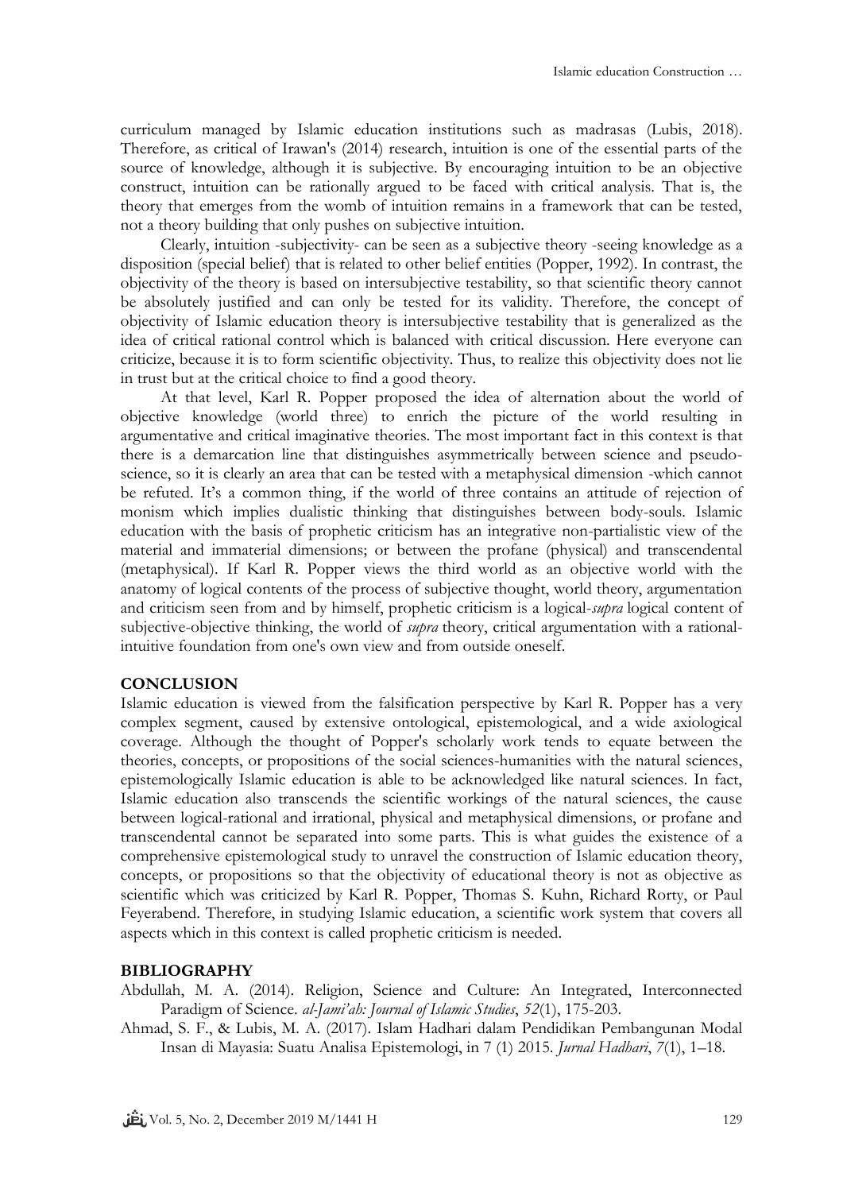curriculum managed by Islamic education institutions such as madrasas (Lubis, 2018). Therefore, as critical of Irawan's (2014) research, intuition is one of the essential parts of the source of knowledge, although it is subjective. By encouraging intuition to be an objective construct, intuition can be rationally argued to be faced with critical analysis. That is, the theory that emerges from the womb of intuition remains in a framework that can be tested, not a theory building that only pushes on subjective intuition.

Clearly, intuition -subjectivity- can be seen as a subjective theory -seeing knowledge as a disposition (special belief) that is related to other belief entities (Popper, 1992). In contrast, the objectivity of the theory is based on intersubjective testability, so that scientific theory cannot be absolutely justified and can only be tested for its validity. Therefore, the concept of objectivity of Islamic education theory is intersubjective testability that is generalized as the idea of critical rational control which is balanced with critical discussion. Here everyone can criticize, because it is to form scientific objectivity. Thus, to realize this objectivity does not lie in trust but at the critical choice to find a good theory.

At that level, Karl R. Popper proposed the idea of alternation about the world of objective knowledge (world three) to enrich the picture of the world resulting in argumentative and critical imaginative theories. The most important fact in this context is that there is a demarcation line that distinguishes asymmetrically between science and pseudo-science, so it is clearly an area that can be tested with a metaphysical dimension -which cannot be refuted. It's a common thing, if the world of three contains an attitude of rejection of monism which implies dualistic thinking that distinguishes between body-souls. Islamic education with the basis of prophetic criticism has an integrative non-partialistic view of the material and immaterial dimensions; or between the profane (physical) and transcendental (metaphysical). If Karl R. Popper views the third world as an objective world with the anatomy of logical contents of the process of subjective thought, world theory, argumentation and criticism seen from and by himself, prophetic criticism is a logical-*supra* logical content of subjective-objective thinking, the world of *supra* theory, critical argumentation with a rational-intuitive foundation from one's own view and from outside oneself.

## CONCLUSION

Islamic education is viewed from the falsification perspective by Karl R. Popper has a very complex segment, caused by extensive ontological, epistemological, and a wide axiological coverage. Although the thought of Popper's scholarly work tends to equate between the theories, concepts, or propositions of the social sciences-humanities with the natural sciences, epistemologically Islamic education is able to be acknowledged like natural sciences. In fact, Islamic education also transcends the scientific workings of the natural sciences, the cause between logical-rational and irrational, physical and metaphysical dimensions, or profane and transcendental cannot be separated into some parts. This is what guides the existence of a comprehensive epistemological study to unravel the construction of Islamic education theory, concepts, or propositions so that the objectivity of educational theory is not as objective as scientific which was criticized by Karl R. Popper, Thomas S. Kuhn, Richard Rorty, or Paul Feyerabend. Therefore, in studying Islamic education, a scientific work system that covers all aspects which in this context is called prophetic criticism is needed.

## BIBLIOGRAPHY

Abdullah, M. A. (2014). Religion, Science and Culture: An Integrated, Interconnected Paradigm of Science. *al-Jami'ah: Journal of Islamic Studies*, *52*(1), 175-203.

Ahmad, S. F., & Lubis, M. A. (2017). Islam Hadhari dalam Pendidikan Pembangunan Modal Insan di Mayasia: Suatu Analisa Epistemologi, in 7 (1) 2015. *Jurnal Hadhari*, *7*(1), 1–18.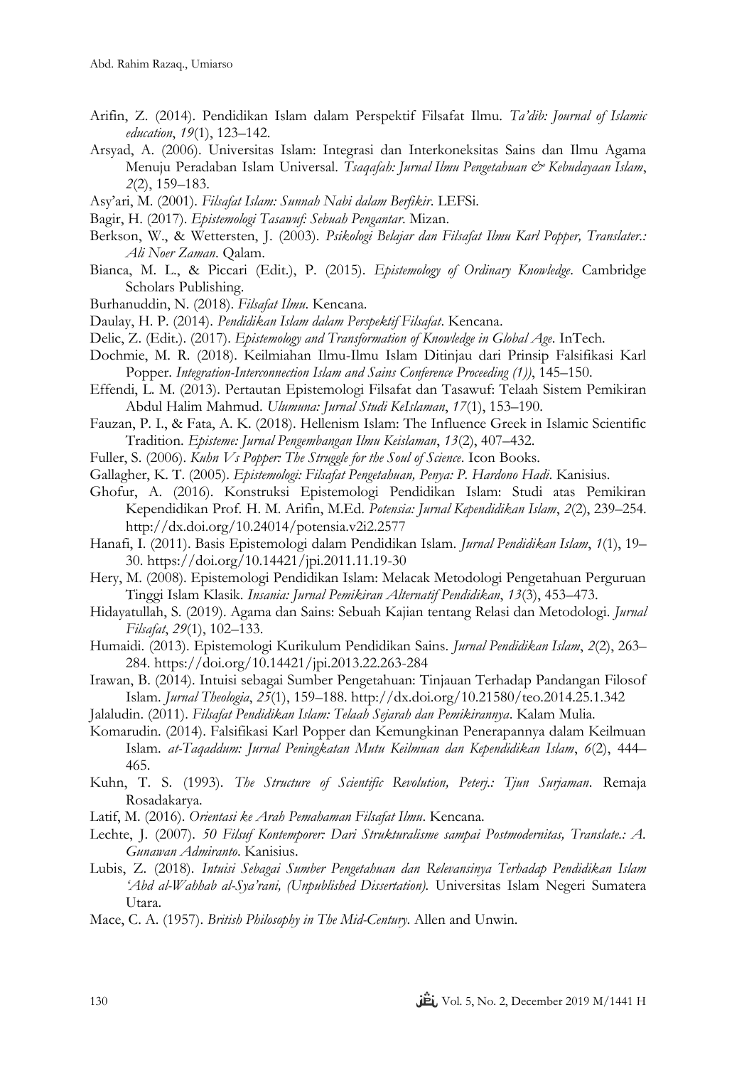Arifin, Z. (2014). Pendidikan Islam dalam Perspektif Filsafat Ilmu. *Ta'dib: Journal of Islamic education*, *19*(1), 123–142.

Arsyad, A. (2006). Universitas Islam: Integrasi dan Interkoneksitas Sains dan Ilmu Agama Menuju Peradaban Islam Universal. *Tsaqafah: Jurnal Ilmu Pengetahuan & Kebudayaan Islam*, *2*(2), 159–183.

Asy'ari, M. (2001). *Filsafat Islam: Sunnah Nabi dalam Berfikir*. LEFSi.

Bagir, H. (2017). *Epistemologi Tasawuf: Sebuah Pengantar*. Mizan.

Berkson, W., & Wettersten, J. (2003). *Psikologi Belajar dan Filsafat Ilmu Karl Popper, Translater.: Ali Noer Zaman*. Qalam.

Bianca, M. L., & Piccari (Edit.), P. (2015). *Epistemology of Ordinary Knowledge*. Cambridge Scholars Publishing.

Burhanuddin, N. (2018). *Filsafat Ilmu*. Kencana.

Daulay, H. P. (2014). *Pendidikan Islam dalam Perspektif Filsafat*. Kencana.

Delic, Z. (Edit.). (2017). *Epistemology and Transformation of Knowledge in Global Age*. InTech.

Dochmie, M. R. (2018). Keilmiahan Ilmu-Ilmu Islam Ditinjau dari Prinsip Falsifikasi Karl Popper. *Integration-Interconnection Islam and Sains Conference Proceeding (1))*, 145–150.

Effendi, L. M. (2013). Pertautan Epistemologi Filsafat dan Tasawuf: Telaah Sistem Pemikiran Abdul Halim Mahmud. *Ulumuna: Jurnal Studi KeIslaman*, *17*(1), 153–190.

Fauzan, P. I., & Fata, A. K. (2018). Hellenism Islam: The Influence Greek in Islamic Scientific Tradition. *Episteme: Jurnal Pengembangan Ilmu Keislaman*, *13*(2), 407–432.

Fuller, S. (2006). *Kuhn Vs Popper: The Struggle for the Soul of Science*. Icon Books.

Gallagher, K. T. (2005). *Epistemologi: Filsafat Pengetahuan, Penya: P. Hardono Hadi*. Kanisius.

Ghofur, A. (2016). Konstruksi Epistemologi Pendidikan Islam: Studi atas Pemikiran Kependidikan Prof. H. M. Arifin, M.Ed. *Potensia: Jurnal Kependidikan Islam*, *2*(2), 239–254. http://dx.doi.org/10.24014/potensia.v2i2.2577

Hanafi, I. (2011). Basis Epistemologi dalam Pendidikan Islam. *Jurnal Pendidikan Islam*, *1*(1), 19–30. https://doi.org/10.14421/jpi.2011.11.19-30

Hery, M. (2008). Epistemologi Pendidikan Islam: Melacak Metodologi Pengetahuan Perguruan Tinggi Islam Klasik. *Insania: Jurnal Pemikiran Alternatif Pendidikan*, *13*(3), 453–473.

Hidayatullah, S. (2019). Agama dan Sains: Sebuah Kajian tentang Relasi dan Metodologi. *Jurnal Filsafat*, *29*(1), 102–133.

Humaidi. (2013). Epistemologi Kurikulum Pendidikan Sains. *Jurnal Pendidikan Islam*, *2*(2), 263–284. https://doi.org/10.14421/jpi.2013.22.263-284

Irawan, B. (2014). Intuisi sebagai Sumber Pengetahuan: Tinjauan Terhadap Pandangan Filosof Islam. *Jurnal Theologia*, *25*(1), 159–188. http://dx.doi.org/10.21580/teo.2014.25.1.342

Jalaludin. (2011). *Filsafat Pendidikan Islam: Telaah Sejarah dan Pemikirannya*. Kalam Mulia.

Komarudin. (2014). Falsifikasi Karl Popper dan Kemungkinan Penerapannya dalam Keilmuan Islam. *at-Taqaddum: Jurnal Peningkatan Mutu Keilmuan dan Kependidikan Islam*, *6*(2), 444–465.

Kuhn, T. S. (1993). *The Structure of Scientific Revolution, Peterj.: Tjun Surjaman*. Remaja Rosadakarya.

Latif, M. (2016). *Orientasi ke Arah Pemahaman Filsafat Ilmu*. Kencana.

Lechte, J. (2007). *50 Filsuf Kontemporer: Dari Strukturalisme sampai Postmodernitas, Translate.: A. Gunawan Admiranto*. Kanisius.

Lubis, Z. (2018). *Intuisi Sebagai Sumber Pengetahuan dan Relevansinya Terhadap Pendidikan Islam 'Abd al-Wahhab al-Sya'rani, (Unpublished Dissertation)*. Universitas Islam Negeri Sumatera Utara.

Mace, C. A. (1957). *British Philosophy in The Mid-Century*. Allen and Unwin.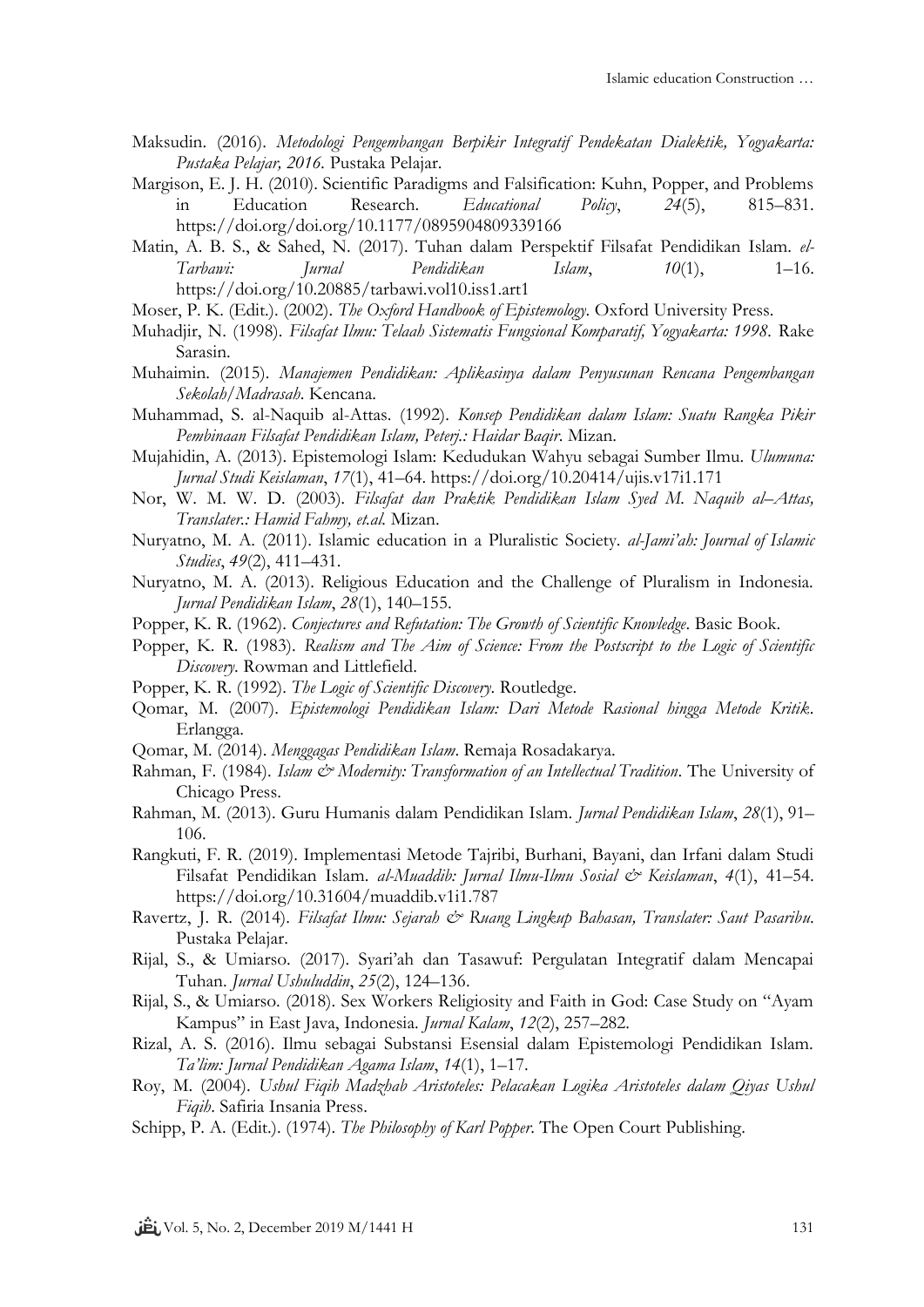Maksudin. (2016). *Metodologi Pengembangan Berpikir Integratif Pendekatan Dialektik, Yogyakarta: Pustaka Pelajar, 2016*. Pustaka Pelajar.

Margison, E. J. H. (2010). Scientific Paradigms and Falsification: Kuhn, Popper, and Problems in Education Research. *Educational Policy*, *24*(5), 815–831. https://doi.org/doi.org/10.1177/0895904809339166

Matin, A. B. S., & Sahed, N. (2017). Tuhan dalam Perspektif Filsafat Pendidikan Islam. *el-Tarbawi: Jurnal Pendidikan Islam*, *10*(1), 1–16. https://doi.org/10.20885/tarbawi.vol10.iss1.art1

Moser, P. K. (Edit.). (2002). *The Oxford Handbook of Epistemology*. Oxford University Press.

Muhadjir, N. (1998). *Filsafat Ilmu: Telaah Sistematis Fungsional Komparatif, Yogyakarta: 1998*. Rake Sarasin.

Muhaimin. (2015). *Manajemen Pendidikan: Aplikasinya dalam Penyusunan Rencana Pengembangan Sekolah/Madrasah*. Kencana.

Muhammad, S. al-Naquib al-Attas. (1992). *Konsep Pendidikan dalam Islam: Suatu Rangka Pikir Pembinaan Filsafat Pendidikan Islam, Peterj.: Haidar Baqir*. Mizan.

Mujahidin, A. (2013). Epistemologi Islam: Kedudukan Wahyu sebagai Sumber Ilmu. *Ulumuna: Jurnal Studi Keislaman*, *17*(1), 41–64. https://doi.org/10.20414/ujis.v17i1.171

Nor, W. M. W. D. (2003). *Filsafat dan Praktik Pendidikan Islam Syed M. Naquib al–Attas, Translater.: Hamid Fahmy, et.al.* Mizan.

Nuryatno, M. A. (2011). Islamic education in a Pluralistic Society. *al-Jami'ah: Journal of Islamic Studies*, *49*(2), 411–431.

Nuryatno, M. A. (2013). Religious Education and the Challenge of Pluralism in Indonesia. *Jurnal Pendidikan Islam*, *28*(1), 140–155.

Popper, K. R. (1962). *Conjectures and Refutation: The Growth of Scientific Knowledge*. Basic Book.

Popper, K. R. (1983). *Realism and The Aim of Science: From the Postscript to the Logic of Scientific Discovery*. Rowman and Littlefield.

Popper, K. R. (1992). *The Logic of Scientific Discovery*. Routledge.

Qomar, M. (2007). *Epistemologi Pendidikan Islam: Dari Metode Rasional hingga Metode Kritik*. Erlangga.

Qomar, M. (2014). *Menggagas Pendidikan Islam*. Remaja Rosadakarya.

Rahman, F. (1984). *Islam & Modernity: Transformation of an Intellectual Tradition*. The University of Chicago Press.

Rahman, M. (2013). Guru Humanis dalam Pendidikan Islam. *Jurnal Pendidikan Islam*, *28*(1), 91–106.

Rangkuti, F. R. (2019). Implementasi Metode Tajribi, Burhani, Bayani, dan Irfani dalam Studi Filsafat Pendidikan Islam. *al-Muaddib: Jurnal Ilmu-Ilmu Sosial & Keislaman*, *4*(1), 41–54. https://doi.org/10.31604/muaddib.v1i1.787

Ravertz, J. R. (2014). *Filsafat Ilmu: Sejarah & Ruang Lingkup Bahasan, Translater: Saut Pasaribu*. Pustaka Pelajar.

Rijal, S., & Umiarso. (2017). Syari'ah dan Tasawuf: Pergulatan Integratif dalam Mencapai Tuhan. *Jurnal Ushuluddin*, *25*(2), 124–136.

Rijal, S., & Umiarso. (2018). Sex Workers Religiosity and Faith in God: Case Study on "Ayam Kampus" in East Java, Indonesia. *Jurnal Kalam*, *12*(2), 257–282.

Rizal, A. S. (2016). Ilmu sebagai Substansi Esensial dalam Epistemologi Pendidikan Islam. *Ta'lim: Jurnal Pendidikan Agama Islam*, *14*(1), 1–17.

Roy, M. (2004). *Ushul Fiqih Madzhab Aristoteles: Pelacakan Logika Aristoteles dalam Qiyas Ushul Fiqih*. Safiria Insania Press.

Schipp, P. A. (Edit.). (1974). *The Philosophy of Karl Popper*. The Open Court Publishing.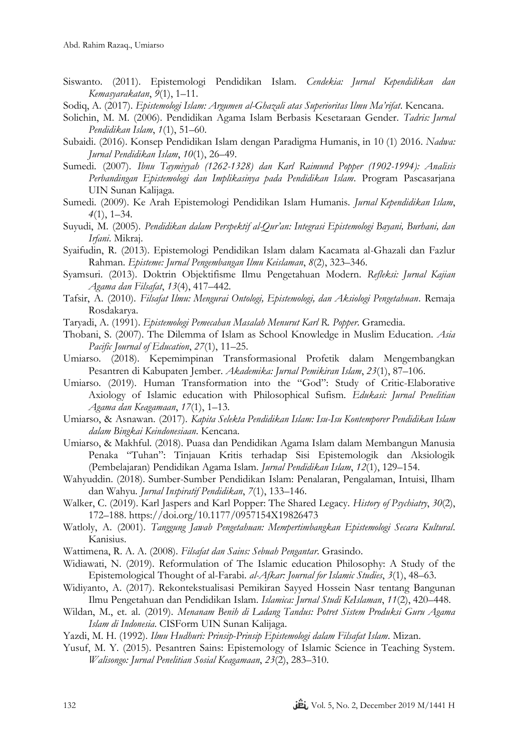Siswanto. (2011). Epistemologi Pendidikan Islam. *Cendekia: Jurnal Kependidikan dan Kemasyarakatan*, *9*(1), 1–11.

Sodiq, A. (2017). *Epistemologi Islam: Argumen al-Ghazali atas Superioritas Ilmu Ma'rifat*. Kencana.

Solichin, M. M. (2006). Pendidikan Agama Islam Berbasis Kesetaraan Gender. *Tadris: Jurnal Pendidikan Islam*, *1*(1), 51–60.

Subaidi. (2016). Konsep Pendidikan Islam dengan Paradigma Humanis, in 10 (1) 2016. *Nadwa: Jurnal Pendidikan Islam*, *10*(1), 26–49.

Sumedi. (2007). *Ibnu Taymiyyah (1262-1328) dan Karl Raimund Popper (1902-1994): Analisis Perbandingan Epistemologi dan Implikasinya pada Pendidikan Islam*. Program Pascasarjana UIN Sunan Kalijaga.

Sumedi. (2009). Ke Arah Epistemologi Pendidikan Islam Humanis. *Jurnal Kependidikan Islam*, *4*(1), 1–34.

Suyudi, M. (2005). *Pendidikan dalam Perspektif al-Qur'an: Integrasi Epistemologi Bayani, Burhani, dan Irfani*. Mikraj.

Syaifudin, R. (2013). Epistemologi Pendidikan Islam dalam Kacamata al-Ghazali dan Fazlur Rahman. *Episteme: Jurnal Pengembangan Ilmu Keislaman*, *8*(2), 323–346.

Syamsuri. (2013). Doktrin Objektifisme Ilmu Pengetahuan Modern. *Refleksi: Jurnal Kajian Agama dan Filsafat*, *13*(4), 417–442.

Tafsir, A. (2010). *Filsafat Ilmu: Mengurai Ontologi, Epistemologi, dan Aksiologi Pengetahuan*. Remaja Rosdakarya.

Taryadi, A. (1991). *Epistemologi Pemecahan Masalah Menurut Karl R. Popper*. Gramedia.

Thobani, S. (2007). The Dilemma of Islam as School Knowledge in Muslim Education. *Asia Pacific Journal of Education*, *27*(1), 11–25.

Umiarso. (2018). Kepemimpinan Transformasional Profetik dalam Mengembangkan Pesantren di Kabupaten Jember. *Akademika: Jurnal Pemikiran Islam*, *23*(1), 87–106.

Umiarso. (2019). Human Transformation into the "God": Study of Critic-Elaborative Axiology of Islamic education with Philosophical Sufism. *Edukasi: Jurnal Penelitian Agama dan Keagamaan*, *17*(1), 1–13.

Umiarso, & Asnawan. (2017). *Kapita Selekta Pendidikan Islam: Isu-Isu Kontemporer Pendidikan Islam dalam Bingkai Keindonesiaan*. Kencana.

Umiarso, & Makhful. (2018). Puasa dan Pendidikan Agama Islam dalam Membangun Manusia Penaka "Tuhan": Tinjauan Kritis terhadap Sisi Epistemologik dan Aksiologik (Pembelajaran) Pendidikan Agama Islam. *Jurnal Pendidikan Islam*, *12*(1), 129–154.

Wahyuddin. (2018). Sumber-Sumber Pendidikan Islam: Penalaran, Pengalaman, Intuisi, Ilham dan Wahyu. *Jurnal Inspiratif Pendidikan*, *7*(1), 133–146.

Walker, C. (2019). Karl Jaspers and Karl Popper: The Shared Legacy. *History of Psychiatry*, *30*(2), 172–188. https://doi.org/10.1177/0957154X19826473

Watloly, A. (2001). *Tanggung Jawab Pengetahuan: Mempertimbangkan Epistemologi Secara Kultural*. Kanisius.

Wattimena, R. A. A. (2008). *Filsafat dan Sains: Sebuah Pengantar*. Grasindo.

Widiawati, N. (2019). Reformulation of The Islamic education Philosophy: A Study of the Epistemological Thought of al-Farabi. *al-Afkar: Journal for Islamic Studies*, *3*(1), 48–63.

Widiyanto, A. (2017). Rekontekstualisasi Pemikiran Sayyed Hossein Nasr tentang Bangunan Ilmu Pengetahuan dan Pendidikan Islam. *Islamica: Jurnal Studi KeIslaman*, *11*(2), 420–448.

Wildan, M., et. al. (2019). *Menanam Benih di Ladang Tandus: Potret Sistem Produksi Guru Agama Islam di Indonesia*. CISForm UIN Sunan Kalijaga.

Yazdi, M. H. (1992). *Ilmu Hudhuri: Prinsip-Prinsip Epistemologi dalam Filsafat Islam*. Mizan.

Yusuf, M. Y. (2015). Pesantren Sains: Epistemology of Islamic Science in Teaching System. *Walisongo: Jurnal Penelitian Sosial Keagamaan*, *23*(2), 283–310.